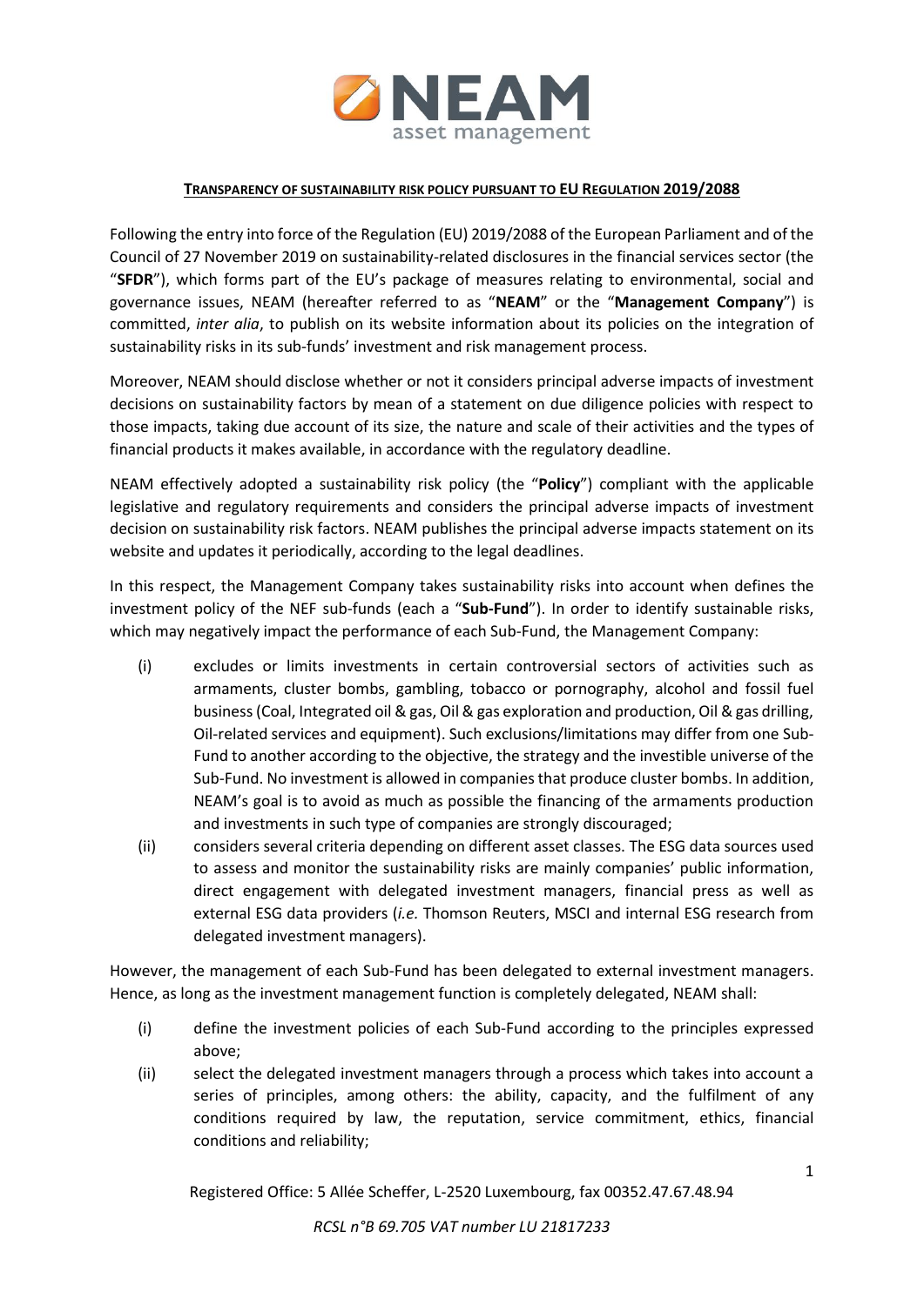## TRANSPARENCY OF SUSTAINABILITY RISK POLICY PURSUANT TO EU REGULATION 2019/2088

Following the entry into force of the Regulation (EU) 2019/2088 of the European Parliament and of the Council of 27 November 2019 on sustainability-related disclosures in the financial services sector (the "**SFDR**"), which forms part of the EU's package of measures relating to environmental, social and governance issues, NEAM (hereafter referred to as "**NEAM**" or the "**Management Company**") is committed, *inter alia*, to publish on its website information about its policies on the integration of sustainability risks in its sub-funds' investment and risk management process.

Moreover, NEAM should disclose whether or not it considers principal adverse impacts of investment decisions on sustainability factors by mean of a statement on due diligence policies with respect to those impacts, taking due account of its size, the nature and scale of their activities and the types of financial products it makes available, in accordance with the regulatory deadline.

NEAM effectively adopted a sustainability risk policy (the "**Policy**") compliant with the applicable legislative and regulatory requirements and considers the principal adverse impacts of investment decision on sustainability risk factors. NEAM publishes the principal adverse impacts statement on its website and updates it periodically, according to the legal deadlines.

In this respect, the Management Company takes sustainability risks into account when defines the investment policy of the NEF sub-funds (each a "**Sub-Fund**"). In order to identify sustainable risks, which may negatively impact the performance of each Sub-Fund, the Management Company:

(i) excludes or limits investments in certain controversial sectors of activities such as armaments, cluster bombs, gambling, tobacco or pornography, alcohol and fossil fuel business (Coal, Integrated oil & gas, Oil & gas exploration and production, Oil & gas drilling, Oil-related services and equipment). Such exclusions/limitations may differ from one Sub-Fund to another according to the objective, the strategy and the investible universe of the Sub-Fund. No investment is allowed in companies that produce cluster bombs. In addition, NEAM's goal is to avoid as much as possible the financing of the armaments production and investments in such type of companies are strongly discouraged;

(ii) considers several criteria depending on different asset classes. The ESG data sources used to assess and monitor the sustainability risks are mainly companies' public information, direct engagement with delegated investment managers, financial press as well as external ESG data providers (*i.e.* Thomson Reuters, MSCI and internal ESG research from delegated investment managers).

However, the management of each Sub-Fund has been delegated to external investment managers. Hence, as long as the investment management function is completely delegated, NEAM shall:

(i) define the investment policies of each Sub-Fund according to the principles expressed above;

(ii) select the delegated investment managers through a process which takes into account a series of principles, among others: the ability, capacity, and the fulfilment of any conditions required by law, the reputation, service commitment, ethics, financial conditions and reliability;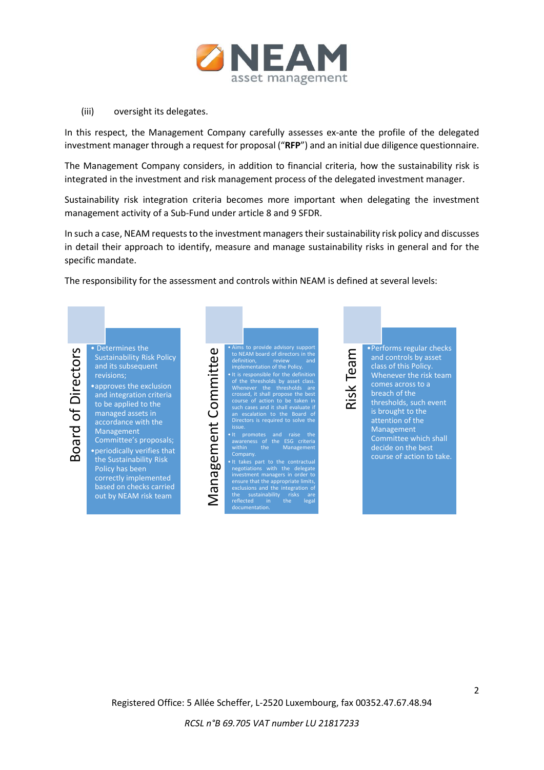(iii) oversight its delegates.

In this respect, the Management Company carefully assesses ex-ante the profile of the delegated investment manager through a request for proposal ("**RFP**") and an initial due diligence questionnaire.

The Management Company considers, in addition to financial criteria, how the sustainability risk is integrated in the investment and risk management process of the delegated investment manager.

Sustainability risk integration criteria becomes more important when delegating the investment management activity of a Sub-Fund under article 8 and 9 SFDR.

In such a case, NEAM requests to the investment managers their sustainability risk policy and discusses in detail their approach to identify, measure and manage sustainability risks in general and for the specific mandate.

The responsibility for the assessment and controls within NEAM is defined at several levels:

**Board of Directors**

- Determines the Sustainability Risk Policy and its subsequent revisions;
- approves the exclusion and integration criteria to be applied to the managed assets in accordance with the Management Committee's proposals;
- periodically verifies that the Sustainability Risk Policy has been correctly implemented based on checks carried out by NEAM risk team

**Management Committee**

- Aims to provide advisory support to NEAM board of directors in the definition, review and implementation of the Policy.
- It is responsible for the definition of the thresholds by asset class. Whenever the thresholds are crossed, it shall propose the best course of action to be taken in such cases and it shall evaluate if an escalation to the Board of Directors is required to solve the issue.
- It promotes and raise the awareness of the ESG criteria within the Management Company.
- It takes part to the contractual negotiations with the delegate investment managers in order to ensure that the appropriate limits, exclusions and the integration of the sustainability risks are reflected in the legal documentation.

**Risk Team**

- Performs regular checks and controls by asset class of this Policy. Whenever the risk team comes across to a breach of the thresholds, such event is brought to the attention of the Management Committee which shall decide on the best course of action to take.

Registered Office: 5 Allée Scheffer, L-2520 Luxembourg, fax 00352.47.67.48.94

*RCSL n°B 69.705 VAT number LU 21817233*